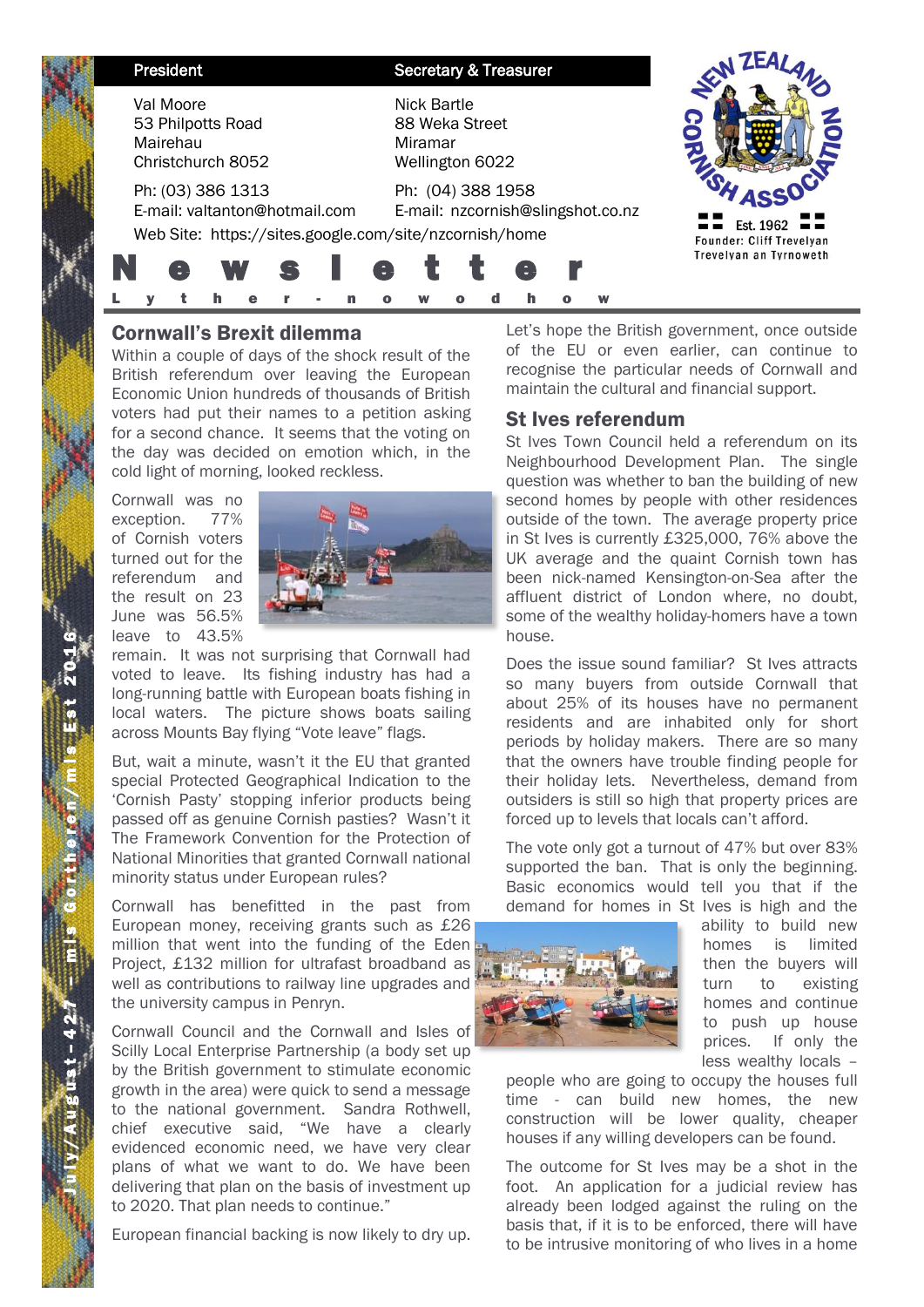| President | Secretary & Treasurer |
|---|---|
| Val Moore<br>53 Philpotts Road<br>Mairehau<br>Christchurch 8052 | Nick Bartle<br>88 Weka Street<br>Miramar<br>Wellington 6022 |
| Ph: (03) 386 1313<br>E-mail: valtanton@hotmail.com | Ph: (04) 388 1958<br>E-mail: nzcornish@slingshot.co.nz |

Web Site: https://sites.google.com/site/nzcornish/home

NEW ZEALAND CORNISH ASSOCIATION
Est. 1962
Founder: Cliff Trevelyan
Trevelyan an Tyrnoweth

# Newsletter

Lyther-nowodhow

July/August - 427 - m/s Gortheren/m/s Est 2016

## Cornwall's Brexit dilemma

Within a couple of days of the shock result of the British referendum over leaving the European Economic Union hundreds of thousands of British voters had put their names to a petition asking for a second chance. It seems that the voting on the day was decided on emotion which, in the cold light of morning, looked reckless.

Cornwall was no exception. 77% of Cornish voters turned out for the referendum and the result on 23 June was 56.5% leave to 43.5% remain. It was not surprising that Cornwall had voted to leave. Its fishing industry has had a long-running battle with European boats fishing in local waters. The picture shows boats sailing across Mounts Bay flying "Vote leave" flags.

But, wait a minute, wasn't it the EU that granted special Protected Geographical Indication to the 'Cornish Pasty' stopping inferior products being passed off as genuine Cornish pasties? Wasn't it The Framework Convention for the Protection of National Minorities that granted Cornwall national minority status under European rules?

Cornwall has benefitted in the past from European money, receiving grants such as £26 million that went into the funding of the Eden Project, £132 million for ultrafast broadband as well as contributions to railway line upgrades and the university campus in Penryn.

Cornwall Council and the Cornwall and Isles of Scilly Local Enterprise Partnership (a body set up by the British government to stimulate economic growth in the area) were quick to send a message to the national government. Sandra Rothwell, chief executive said, "We have a clearly evidenced economic need, we have very clear plans of what we want to do. We have been delivering that plan on the basis of investment up to 2020. That plan needs to continue."

European financial backing is now likely to dry up.

Let's hope the British government, once outside of the EU or even earlier, can continue to recognise the particular needs of Cornwall and maintain the cultural and financial support.

## St Ives referendum

St Ives Town Council held a referendum on its Neighbourhood Development Plan. The single question was whether to ban the building of new second homes by people with other residences outside of the town. The average property price in St Ives is currently £325,000, 76% above the UK average and the quaint Cornish town has been nick-named Kensington-on-Sea after the affluent district of London where, no doubt, some of the wealthy holiday-homers have a town house.

Does the issue sound familiar? St Ives attracts so many buyers from outside Cornwall that about 25% of its houses have no permanent residents and are inhabited only for short periods by holiday makers. There are so many that the owners have trouble finding people for their holiday lets. Nevertheless, demand from outsiders is still so high that property prices are forced up to levels that locals can't afford.

The vote only got a turnout of 47% but over 83% supported the ban. That is only the beginning. Basic economics would tell you that if the demand for homes in St Ives is high and the ability to build new homes is limited then the buyers will turn to existing homes and continue to push up house prices. If only the less wealthy locals – people who are going to occupy the houses full time - can build new homes, the new construction will be lower quality, cheaper houses if any willing developers can be found.

The outcome for St Ives may be a shot in the foot. An application for a judicial review has already been lodged against the ruling on the basis that, if it is to be enforced, there will have to be intrusive monitoring of who lives in a home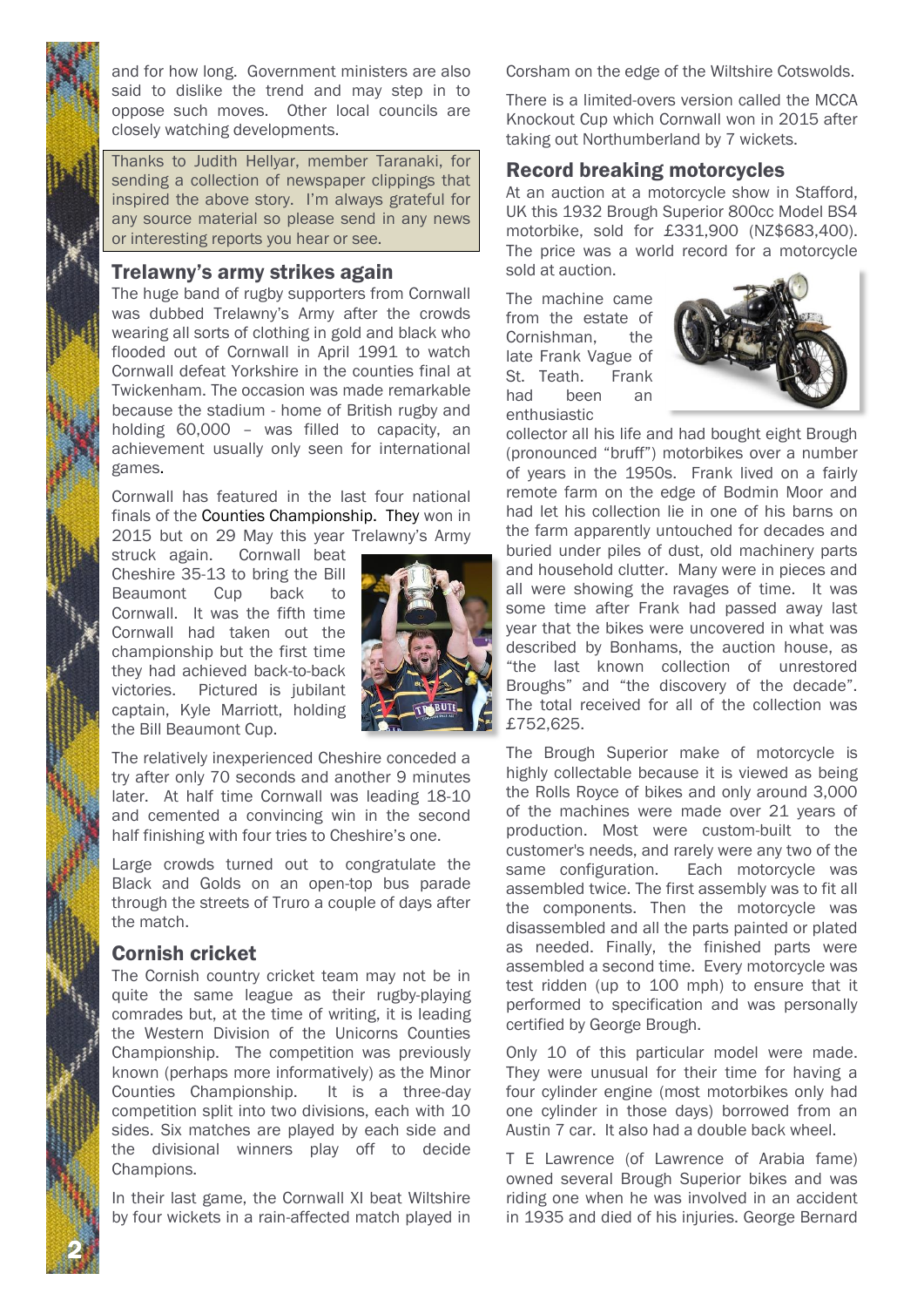and for how long. Government ministers are also said to dislike the trend and may step in to oppose such moves. Other local councils are closely watching developments.

Thanks to Judith Hellyar, member Taranaki, for sending a collection of newspaper clippings that inspired the above story. I'm always grateful for any source material so please send in any news or interesting reports you hear or see.

## Trelawny's army strikes again

The huge band of rugby supporters from Cornwall was dubbed Trelawny's Army after the crowds wearing all sorts of clothing in gold and black who flooded out of Cornwall in April 1991 to watch Cornwall defeat Yorkshire in the counties final at Twickenham. The occasion was made remarkable because the stadium - home of British rugby and holding 60,000 – was filled to capacity, an achievement usually only seen for international games.

Cornwall has featured in the last four national finals of the Counties Championship. They won in 2015 but on 29 May this year Trelawny's Army struck again. Cornwall beat Cheshire 35-13 to bring the Bill Beaumont Cup back to Cornwall. It was the fifth time Cornwall had taken out the championship but the first time they had achieved back-to-back victories. Pictured is jubilant captain, Kyle Marriott, holding the Bill Beaumont Cup.

The relatively inexperienced Cheshire conceded a try after only 70 seconds and another 9 minutes later. At half time Cornwall was leading 18-10 and cemented a convincing win in the second half finishing with four tries to Cheshire's one.

Large crowds turned out to congratulate the Black and Golds on an open-top bus parade through the streets of Truro a couple of days after the match.

## Cornish cricket

The Cornish country cricket team may not be in quite the same league as their rugby-playing comrades but, at the time of writing, it is leading the Western Division of the Unicorns Counties Championship. The competition was previously known (perhaps more informatively) as the Minor Counties Championship. It is a three-day competition split into two divisions, each with 10 sides. Six matches are played by each side and the divisional winners play off to decide Champions.

In their last game, the Cornwall XI beat Wiltshire by four wickets in a rain-affected match played in Corsham on the edge of the Wiltshire Cotswolds.

There is a limited-overs version called the MCCA Knockout Cup which Cornwall won in 2015 after taking out Northumberland by 7 wickets.

## Record breaking motorcycles

At an auction at a motorcycle show in Stafford, UK this 1932 Brough Superior 800cc Model BS4 motorbike, sold for £331,900 (NZ$683,400). The price was a world record for a motorcycle sold at auction.

The machine came from the estate of Cornishman, the late Frank Vague of St. Teath. Frank had been an enthusiastic collector all his life and had bought eight Brough (pronounced "bruff") motorbikes over a number of years in the 1950s. Frank lived on a fairly remote farm on the edge of Bodmin Moor and had let his collection lie in one of his barns on the farm apparently untouched for decades and buried under piles of dust, old machinery parts and household clutter. Many were in pieces and all were showing the ravages of time. It was some time after Frank had passed away last year that the bikes were uncovered in what was described by Bonhams, the auction house, as "the last known collection of unrestored Broughs" and "the discovery of the decade". The total received for all of the collection was £752,625.

The Brough Superior make of motorcycle is highly collectable because it is viewed as being the Rolls Royce of bikes and only around 3,000 of the machines were made over 21 years of production. Most were custom-built to the customer's needs, and rarely were any two of the same configuration. Each motorcycle was assembled twice. The first assembly was to fit all the components. Then the motorcycle was disassembled and all the parts painted or plated as needed. Finally, the finished parts were assembled a second time. Every motorcycle was test ridden (up to 100 mph) to ensure that it performed to specification and was personally certified by George Brough.

Only 10 of this particular model were made. They were unusual for their time for having a four cylinder engine (most motorbikes only had one cylinder in those days) borrowed from an Austin 7 car. It also had a double back wheel.

T E Lawrence (of Lawrence of Arabia fame) owned several Brough Superior bikes and was riding one when he was involved in an accident in 1935 and died of his injuries. George Bernard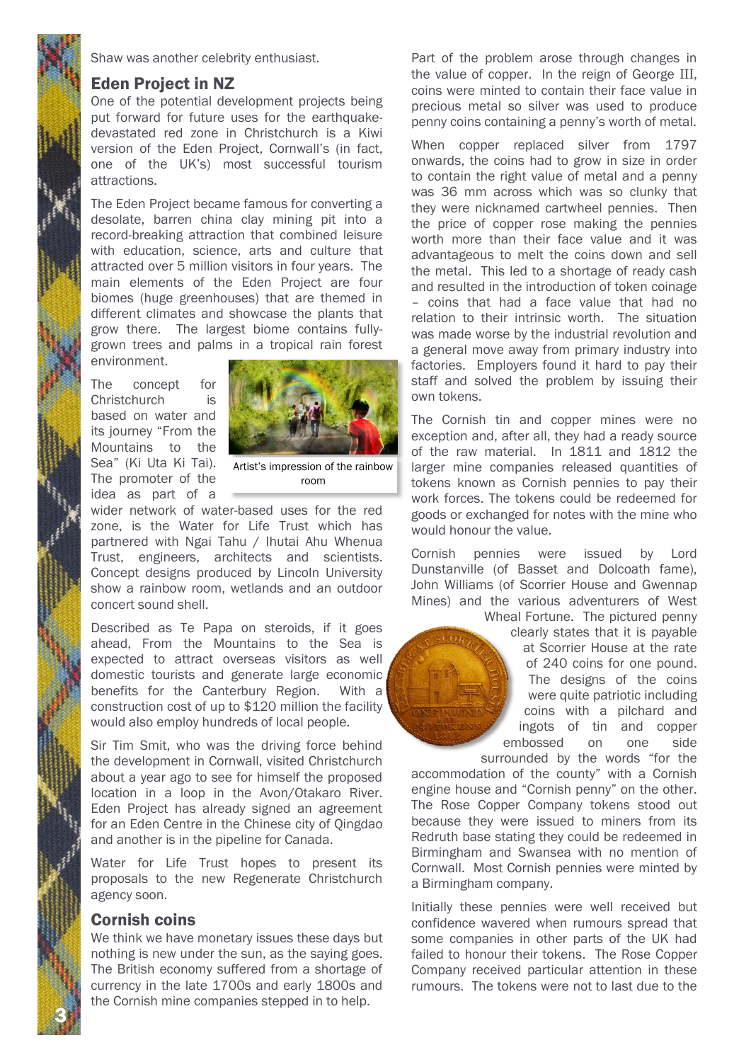Shaw was another celebrity enthusiast.

## Eden Project in NZ

One of the potential development projects being put forward for future uses for the earthquake-devastated red zone in Christchurch is a Kiwi version of the Eden Project, Cornwall's (in fact, one of the UK's) most successful tourism attractions.

The Eden Project became famous for converting a desolate, barren china clay mining pit into a record-breaking attraction that combined leisure with education, science, arts and culture that attracted over 5 million visitors in four years. The main elements of the Eden Project are four biomes (huge greenhouses) that are themed in different climates and showcase the plants that grow there. The largest biome contains fully-grown trees and palms in a tropical rain forest environment.

The concept for Christchurch is based on water and its journey "From the Mountains to the Sea" (Ki Uta Ki Tai). The promoter of the idea as part of a wider network of water-based uses for the red zone, is the Water for Life Trust which has partnered with Ngai Tahu / Ihutai Ahu Whenua Trust, engineers, architects and scientists. Concept designs produced by Lincoln University show a rainbow room, wetlands and an outdoor concert sound shell.

Artist's impression of the rainbow room

Described as Te Papa on steroids, if it goes ahead, From the Mountains to the Sea is expected to attract overseas visitors as well domestic tourists and generate large economic benefits for the Canterbury Region. With a construction cost of up to $120 million the facility would also employ hundreds of local people.

Sir Tim Smit, who was the driving force behind the development in Cornwall, visited Christchurch about a year ago to see for himself the proposed location in a loop in the Avon/Otakaro River. Eden Project has already signed an agreement for an Eden Centre in the Chinese city of Qingdao and another is in the pipeline for Canada.

Water for Life Trust hopes to present its proposals to the new Regenerate Christchurch agency soon.

## Cornish coins

We think we have monetary issues these days but nothing is new under the sun, as the saying goes. The British economy suffered from a shortage of currency in the late 1700s and early 1800s and the Cornish mine companies stepped in to help.

Part of the problem arose through changes in the value of copper. In the reign of George III, coins were minted to contain their face value in precious metal so silver was used to produce penny coins containing a penny's worth of metal.

When copper replaced silver from 1797 onwards, the coins had to grow in size in order to contain the right value of metal and a penny was 36 mm across which was so clunky that they were nicknamed cartwheel pennies. Then the price of copper rose making the pennies worth more than their face value and it was advantageous to melt the coins down and sell the metal. This led to a shortage of ready cash and resulted in the introduction of token coinage – coins that had a face value that had no relation to their intrinsic worth. The situation was made worse by the industrial revolution and a general move away from primary industry into factories. Employers found it hard to pay their staff and solved the problem by issuing their own tokens.

The Cornish tin and copper mines were no exception and, after all, they had a ready source of the raw material. In 1811 and 1812 the larger mine companies released quantities of tokens known as Cornish pennies to pay their work forces. The tokens could be redeemed for goods or exchanged for notes with the mine who would honour the value.

Cornish pennies were issued by Lord Dunstanville (of Basset and Dolcoath fame), John Williams (of Scorrier House and Gwennap Mines) and the various adventurers of West Wheal Fortune. The pictured penny clearly states that it is payable at Scorrier House at the rate of 240 coins for one pound. The designs of the coins were quite patriotic including coins with a pilchard and ingots of tin and copper embossed on one side surrounded by the words "for the accommodation of the county" with a Cornish engine house and "Cornish penny" on the other. The Rose Copper Company tokens stood out because they were issued to miners from its Redruth base stating they could be redeemed in Birmingham and Swansea with no mention of Cornwall. Most Cornish pennies were minted by a Birmingham company.

Initially these pennies were well received but confidence wavered when rumours spread that some companies in other parts of the UK had failed to honour their tokens. The Rose Copper Company received particular attention in these rumours. The tokens were not to last due to the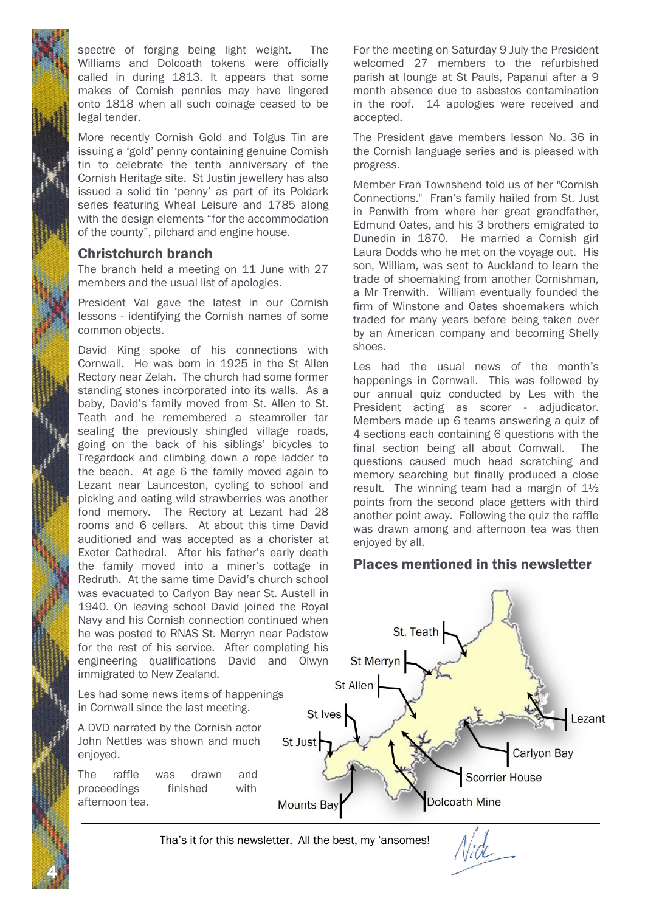spectre of forging being light weight. The Williams and Dolcoath tokens were officially called in during 1813. It appears that some makes of Cornish pennies may have lingered onto 1818 when all such coinage ceased to be legal tender.

More recently Cornish Gold and Tolgus Tin are issuing a 'gold' penny containing genuine Cornish tin to celebrate the tenth anniversary of the Cornish Heritage site. St Justin jewellery has also issued a solid tin 'penny' as part of its Poldark series featuring Wheal Leisure and 1785 along with the design elements "for the accommodation of the county", pilchard and engine house.

## Christchurch branch

The branch held a meeting on 11 June with 27 members and the usual list of apologies.

President Val gave the latest in our Cornish lessons - identifying the Cornish names of some common objects.

David King spoke of his connections with Cornwall. He was born in 1925 in the St Allen Rectory near Zelah. The church had some former standing stones incorporated into its walls. As a baby, David's family moved from St. Allen to St. Teath and he remembered a steamroller tar sealing the previously shingled village roads, going on the back of his siblings' bicycles to Tregardock and climbing down a rope ladder to the beach. At age 6 the family moved again to Lezant near Launceston, cycling to school and picking and eating wild strawberries was another fond memory. The Rectory at Lezant had 28 rooms and 6 cellars. At about this time David auditioned and was accepted as a chorister at Exeter Cathedral. After his father's early death the family moved into a miner's cottage in Redruth. At the same time David's church school was evacuated to Carlyon Bay near St. Austell in 1940. On leaving school David joined the Royal Navy and his Cornish connection continued when he was posted to RNAS St. Merryn near Padstow for the rest of his service. After completing his engineering qualifications David and Olwyn immigrated to New Zealand.

Les had some news items of happenings in Cornwall since the last meeting.

A DVD narrated by the Cornish actor John Nettles was shown and much enjoyed.

The raffle was drawn and proceedings finished with afternoon tea.

For the meeting on Saturday 9 July the President welcomed 27 members to the refurbished parish at lounge at St Pauls, Papanui after a 9 month absence due to asbestos contamination in the roof. 14 apologies were received and accepted.

The President gave members lesson No. 36 in the Cornish language series and is pleased with progress.

Member Fran Townshend told us of her "Cornish Connections." Fran's family hailed from St. Just in Penwith from where her great grandfather, Edmund Oates, and his 3 brothers emigrated to Dunedin in 1870. He married a Cornish girl Laura Dodds who he met on the voyage out. His son, William, was sent to Auckland to learn the trade of shoemaking from another Cornishman, a Mr Trenwith. William eventually founded the firm of Winstone and Oates shoemakers which traded for many years before being taken over by an American company and becoming Shelly shoes.

Les had the usual news of the month's happenings in Cornwall. This was followed by our annual quiz conducted by Les with the President acting as scorer - adjudicator. Members made up 6 teams answering a quiz of 4 sections each containing 6 questions with the final section being all about Cornwall. The questions caused much head scratching and memory searching but finally produced a close result. The winning team had a margin of 1½ points from the second place getters with third another point away. Following the quiz the raffle was drawn among and afternoon tea was then enjoyed by all.

## Places mentioned in this newsletter

St. Teath
St Merryn
St Allen
St Ives
St Just
Mounts Bay
Lezant
Carlyon Bay
Scorrier House
Dolcoath Mine

Tha's it for this newsletter. All the best, my 'ansomes!

Nick